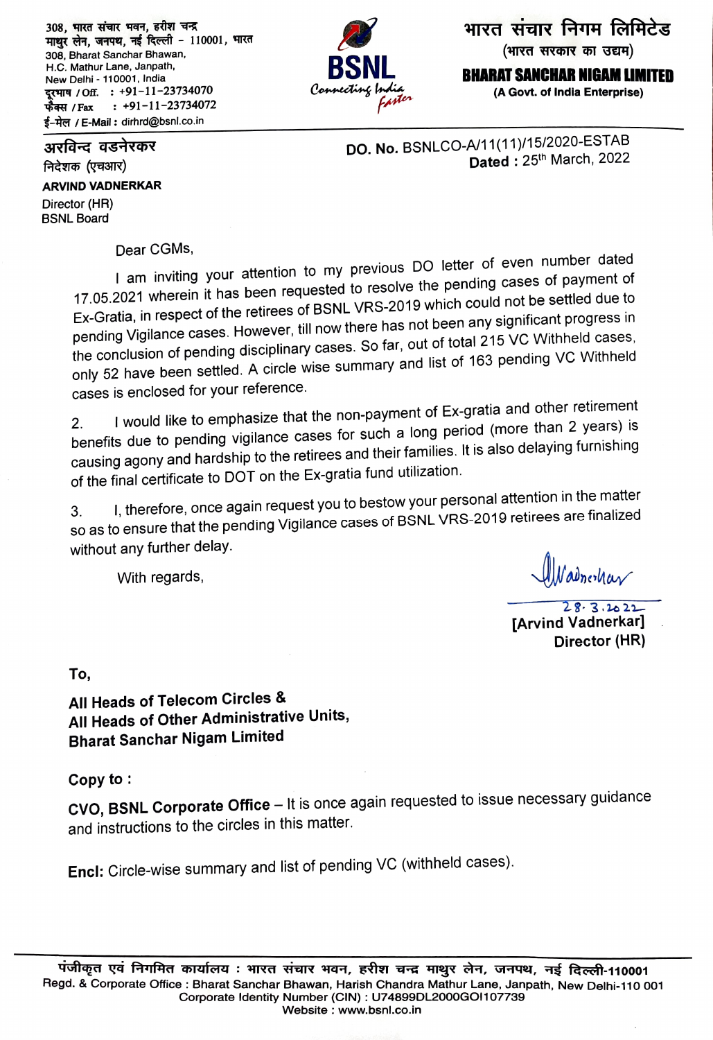308, भारत संचार भवन, हरीश चन्द्र माथुर लेन, जनपथ, नई दिल्ली - 110001, भारत
308, Bharat Sanchar Bhawan,
H.C. Mathur Lane, Janpath,
New Delhi - 110001, India
दूरभाष / Off. : +91-11-23734070
फैक्स / Fax : +91-11-23734072
ई-मेल / E-Mail : dirhrd@bsnl.co.in

**BSNL**
*Connecting India Faster*

**भारत संचार निगम लिमिटेड**
**(भारत सरकार का उद्यम)**
**BHARAT SANCHAR NIGAM LIMITED**
**(A Govt. of India Enterprise)**

---

**अरविन्द वडनेरकर**
निदेशक (एचआर)
**ARVIND VADNERKAR**
Director (HR)
BSNL Board

**DO. No.** BSNLCO-A/11(11)/15/2020-ESTAB
**Dated :** 25th March, 2022

Dear CGMs,

I am inviting your attention to my previous DO letter of even number dated 17.05.2021 wherein it has been requested to resolve the pending cases of payment of Ex-Gratia, in respect of the retirees of BSNL VRS-2019 which could not be settled due to pending Vigilance cases. However, till now there has not been any significant progress in the conclusion of pending disciplinary cases. So far, out of total 215 VC Withheld cases, only 52 have been settled. A circle wise summary and list of 163 pending VC Withheld cases is enclosed for your reference.

2. I would like to emphasize that the non-payment of Ex-gratia and other retirement benefits due to pending vigilance cases for such a long period (more than 2 years) is causing agony and hardship to the retirees and their families. It is also delaying furnishing of the final certificate to DOT on the Ex-gratia fund utilization.

3. I, therefore, once again request you to bestow your personal attention in the matter so as to ensure that the pending Vigilance cases of BSNL VRS-2019 retirees are finalized without any further delay.

With regards,

Sd/-
28.3.2022
**[Arvind Vadnerkar]**
**Director (HR)**

**To,**

**All Heads of Telecom Circles &**
**All Heads of Other Administrative Units,**
**Bharat Sanchar Nigam Limited**

**Copy to :**

**CVO, BSNL Corporate Office** – It is once again requested to issue necessary guidance and instructions to the circles in this matter.

**Encl:** Circle-wise summary and list of pending VC (withheld cases).

---

पंजीकृत एवं निगमित कार्यालय : भारत संचार भवन, हरीश चन्द्र माथुर लेन, जनपथ, नई दिल्ली-110001
Regd. & Corporate Office : Bharat Sanchar Bhawan, Harish Chandra Mathur Lane, Janpath, New Delhi-110 001
Corporate Identity Number (CIN) : U74899DL2000GOI107739
Website : www.bsnl.co.in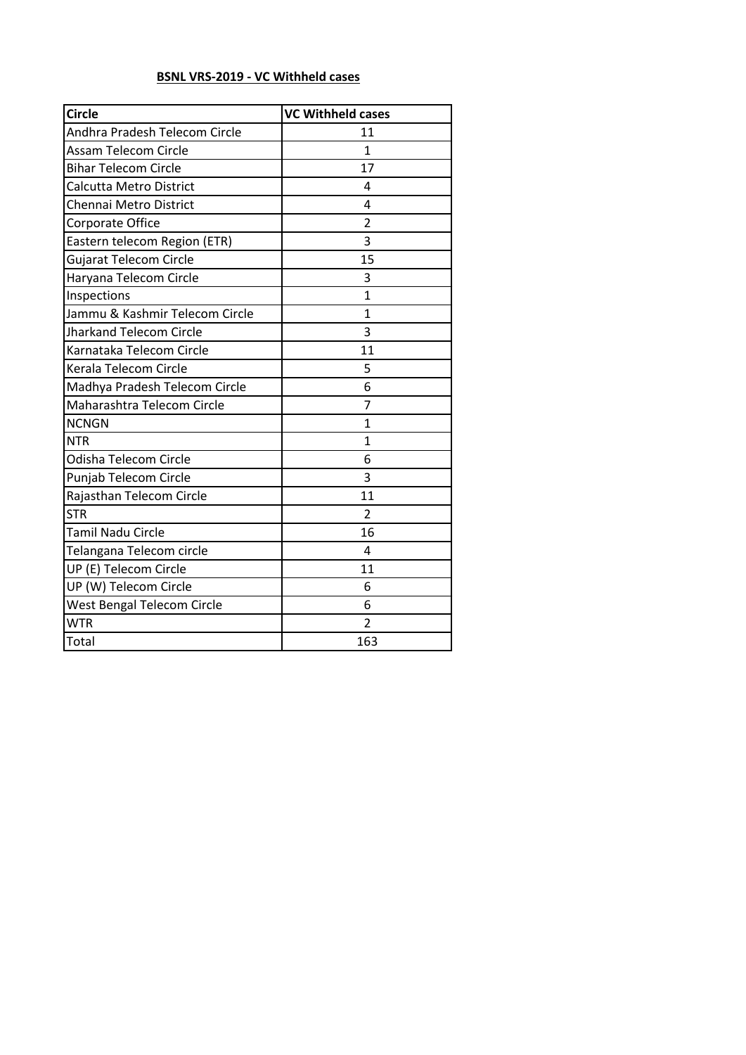**BSNL VRS-2019 - VC Withheld cases**

| Circle | VC Withheld cases |
| --- | --- |
| Andhra Pradesh Telecom Circle | 11 |
| Assam Telecom Circle | 1 |
| Bihar Telecom Circle | 17 |
| Calcutta Metro District | 4 |
| Chennai Metro District | 4 |
| Corporate Office | 2 |
| Eastern telecom Region (ETR) | 3 |
| Gujarat Telecom Circle | 15 |
| Haryana Telecom Circle | 3 |
| Inspections | 1 |
| Jammu & Kashmir Telecom Circle | 1 |
| Jharkand Telecom Circle | 3 |
| Karnataka Telecom Circle | 11 |
| Kerala Telecom Circle | 5 |
| Madhya Pradesh Telecom Circle | 6 |
| Maharashtra Telecom Circle | 7 |
| NCNGN | 1 |
| NTR | 1 |
| Odisha Telecom Circle | 6 |
| Punjab Telecom Circle | 3 |
| Rajasthan Telecom Circle | 11 |
| STR | 2 |
| Tamil Nadu Circle | 16 |
| Telangana Telecom circle | 4 |
| UP (E) Telecom Circle | 11 |
| UP (W) Telecom Circle | 6 |
| West Bengal Telecom Circle | 6 |
| WTR | 2 |
| Total | 163 |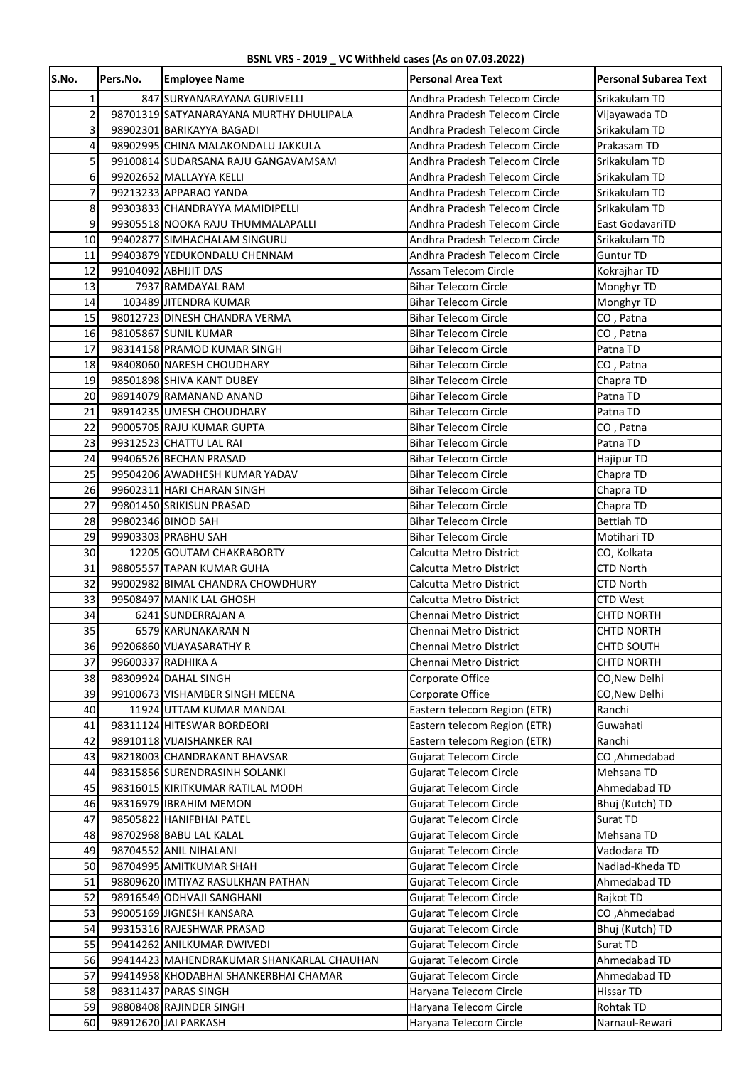**BSNL VRS - 2019 _ VC Withheld cases (As on 07.03.2022)**

| S.No. | Pers.No. | Employee Name | Personal Area Text | Personal Subarea Text |
|---|---|---|---|---|
| 1 | 847 | SURYANARAYANA GURIVELLI | Andhra Pradesh Telecom Circle | Srikakulam TD |
| 2 | 98701319 | SATYANARAYANA MURTHY DHULIPALA | Andhra Pradesh Telecom Circle | Vijayawada TD |
| 3 | 98902301 | BARIKAYYA BAGADI | Andhra Pradesh Telecom Circle | Srikakulam TD |
| 4 | 98902995 | CHINA MALAKONDALU JAKKULA | Andhra Pradesh Telecom Circle | Prakasam TD |
| 5 | 99100814 | SUDARSANA RAJU GANGAVAMSAM | Andhra Pradesh Telecom Circle | Srikakulam TD |
| 6 | 99202652 | MALLAYYA KELLI | Andhra Pradesh Telecom Circle | Srikakulam TD |
| 7 | 99213233 | APPARAO YANDA | Andhra Pradesh Telecom Circle | Srikakulam TD |
| 8 | 99303833 | CHANDRAYYA MAMIDIPELLI | Andhra Pradesh Telecom Circle | Srikakulam TD |
| 9 | 99305518 | NOOKA RAJU THUMMALAPALLI | Andhra Pradesh Telecom Circle | East GodavariTD |
| 10 | 99402877 | SIMHACHALAM SINGURU | Andhra Pradesh Telecom Circle | Srikakulam TD |
| 11 | 99403879 | YEDUKONDALU CHENNAM | Andhra Pradesh Telecom Circle | Guntur TD |
| 12 | 99104092 | ABHIJIT DAS | Assam Telecom Circle | Kokrajhar TD |
| 13 | 7937 | RAMDAYAL RAM | Bihar Telecom Circle | Monghyr TD |
| 14 | 103489 | JITENDRA KUMAR | Bihar Telecom Circle | Monghyr TD |
| 15 | 98012723 | DINESH CHANDRA VERMA | Bihar Telecom Circle | CO , Patna |
| 16 | 98105867 | SUNIL KUMAR | Bihar Telecom Circle | CO , Patna |
| 17 | 98314158 | PRAMOD KUMAR SINGH | Bihar Telecom Circle | Patna TD |
| 18 | 98408060 | NARESH CHOUDHARY | Bihar Telecom Circle | CO , Patna |
| 19 | 98501898 | SHIVA KANT DUBEY | Bihar Telecom Circle | Chapra TD |
| 20 | 98914079 | RAMANAND ANAND | Bihar Telecom Circle | Patna TD |
| 21 | 98914235 | UMESH CHOUDHARY | Bihar Telecom Circle | Patna TD |
| 22 | 99005705 | RAJU KUMAR GUPTA | Bihar Telecom Circle | CO , Patna |
| 23 | 99312523 | CHATTU LAL RAI | Bihar Telecom Circle | Patna TD |
| 24 | 99406526 | BECHAN PRASAD | Bihar Telecom Circle | Hajipur TD |
| 25 | 99504206 | AWADHESH KUMAR YADAV | Bihar Telecom Circle | Chapra TD |
| 26 | 99602311 | HARI CHARAN SINGH | Bihar Telecom Circle | Chapra TD |
| 27 | 99801450 | SRIKISUN PRASAD | Bihar Telecom Circle | Chapra TD |
| 28 | 99802346 | BINOD SAH | Bihar Telecom Circle | Bettiah TD |
| 29 | 99903303 | PRABHU SAH | Bihar Telecom Circle | Motihari TD |
| 30 | 12205 | GOUTAM CHAKRABORTY | Calcutta Metro District | CO, Kolkata |
| 31 | 98805557 | TAPAN KUMAR GUHA | Calcutta Metro District | CTD North |
| 32 | 99002982 | BIMAL CHANDRA CHOWDHURY | Calcutta Metro District | CTD North |
| 33 | 99508497 | MANIK LAL GHOSH | Calcutta Metro District | CTD West |
| 34 | 6241 | SUNDERRAJAN A | Chennai Metro District | CHTD NORTH |
| 35 | 6579 | KARUNAKARAN N | Chennai Metro District | CHTD NORTH |
| 36 | 99206860 | VIJAYASARATHY R | Chennai Metro District | CHTD SOUTH |
| 37 | 99600337 | RADHIKA A | Chennai Metro District | CHTD NORTH |
| 38 | 98309924 | DAHAL SINGH | Corporate Office | CO,New Delhi |
| 39 | 99100673 | VISHAMBER SINGH MEENA | Corporate Office | CO,New Delhi |
| 40 | 11924 | UTTAM KUMAR MANDAL | Eastern telecom Region (ETR) | Ranchi |
| 41 | 98311124 | HITESWAR BORDEORI | Eastern telecom Region (ETR) | Guwahati |
| 42 | 98910118 | VIJAISHANKER RAI | Eastern telecom Region (ETR) | Ranchi |
| 43 | 98218003 | CHANDRAKANT BHAVSAR | Gujarat Telecom Circle | CO ,Ahmedabad |
| 44 | 98315856 | SURENDRASINH SOLANKI | Gujarat Telecom Circle | Mehsana TD |
| 45 | 98316015 | KIRITKUMAR RATILAL MODH | Gujarat Telecom Circle | Ahmedabad TD |
| 46 | 98316979 | IBRAHIM MEMON | Gujarat Telecom Circle | Bhuj (Kutch) TD |
| 47 | 98505822 | HANIFBHAI PATEL | Gujarat Telecom Circle | Surat TD |
| 48 | 98702968 | BABU LAL KALAL | Gujarat Telecom Circle | Mehsana TD |
| 49 | 98704552 | ANIL NIHALANI | Gujarat Telecom Circle | Vadodara TD |
| 50 | 98704995 | AMITKUMAR SHAH | Gujarat Telecom Circle | Nadiad-Kheda TD |
| 51 | 98809620 | IMTIYAZ RASULKHAN PATHAN | Gujarat Telecom Circle | Ahmedabad TD |
| 52 | 98916549 | ODHVAJI SANGHANI | Gujarat Telecom Circle | Rajkot TD |
| 53 | 99005169 | JIGNESH KANSARA | Gujarat Telecom Circle | CO ,Ahmedabad |
| 54 | 99315316 | RAJESHWAR PRASAD | Gujarat Telecom Circle | Bhuj (Kutch) TD |
| 55 | 99414262 | ANILKUMAR DWIVEDI | Gujarat Telecom Circle | Surat TD |
| 56 | 99414423 | MAHENDRAKUMAR SHANKARLAL CHAUHAN | Gujarat Telecom Circle | Ahmedabad TD |
| 57 | 99414958 | KHODABHAI SHANKERBHAI CHAMAR | Gujarat Telecom Circle | Ahmedabad TD |
| 58 | 98311437 | PARAS SINGH | Haryana Telecom Circle | Hissar TD |
| 59 | 98808408 | RAJINDER SINGH | Haryana Telecom Circle | Rohtak TD |
| 60 | 98912620 | JAI PARKASH | Haryana Telecom Circle | Narnaul-Rewari |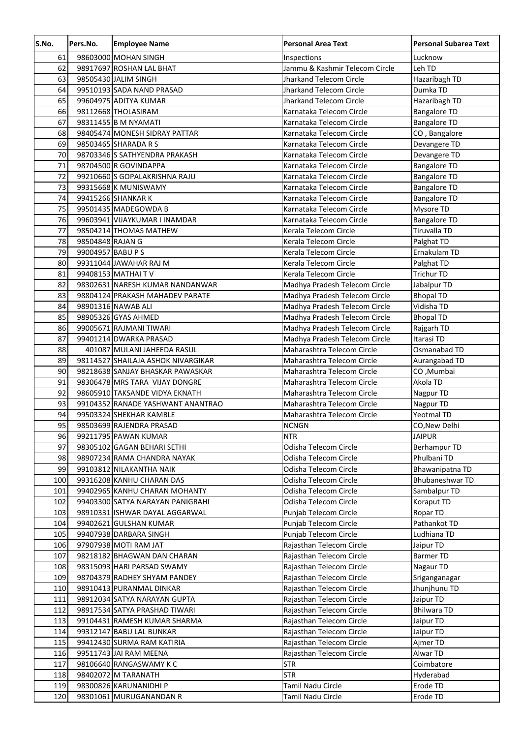| S.No. | Pers.No. | Employee Name | Personal Area Text | Personal Subarea Text |
|---|---|---|---|---|
| 61 | 98603000 | MOHAN SINGH | Inspections | Lucknow |
| 62 | 98917697 | ROSHAN LAL BHAT | Jammu & Kashmir Telecom Circle | Leh TD |
| 63 | 98505430 | JALIM SINGH | Jharkand Telecom Circle | Hazaribagh TD |
| 64 | 99510193 | SADA NAND PRASAD | Jharkand Telecom Circle | Dumka TD |
| 65 | 99604975 | ADITYA KUMAR | Jharkand Telecom Circle | Hazaribagh TD |
| 66 | 98112668 | THOLASIRAM | Karnataka Telecom Circle | Bangalore TD |
| 67 | 98311455 | B M NYAMATI | Karnataka Telecom Circle | Bangalore TD |
| 68 | 98405474 | MONESH SIDRAY PATTAR | Karnataka Telecom Circle | CO , Bangalore |
| 69 | 98503465 | SHARADA R S | Karnataka Telecom Circle | Devangere TD |
| 70 | 98703346 | S SATHYENDRA PRAKASH | Karnataka Telecom Circle | Devangere TD |
| 71 | 98704500 | R GOVINDAPPA | Karnataka Telecom Circle | Bangalore TD |
| 72 | 99210660 | S GOPALAKRISHNA RAJU | Karnataka Telecom Circle | Bangalore TD |
| 73 | 99315668 | K MUNISWAMY | Karnataka Telecom Circle | Bangalore TD |
| 74 | 99415266 | SHANKAR K | Karnataka Telecom Circle | Bangalore TD |
| 75 | 99501435 | MADEGOWDA B | Karnataka Telecom Circle | Mysore TD |
| 76 | 99603941 | VIJAYKUMAR I INAMDAR | Karnataka Telecom Circle | Bangalore TD |
| 77 | 98504214 | THOMAS MATHEW | Kerala Telecom Circle | Tiruvalla TD |
| 78 | 98504848 | RAJAN G | Kerala Telecom Circle | Palghat TD |
| 79 | 99004957 | BABU P S | Kerala Telecom Circle | Ernakulam TD |
| 80 | 99311044 | JAWAHAR RAJ M | Kerala Telecom Circle | Palghat TD |
| 81 | 99408153 | MATHAI T V | Kerala Telecom Circle | Trichur TD |
| 82 | 98302631 | NARESH KUMAR NANDANWAR | Madhya Pradesh Telecom Circle | Jabalpur TD |
| 83 | 98804124 | PRAKASH MAHADEV PARATE | Madhya Pradesh Telecom Circle | Bhopal TD |
| 84 | 98901316 | NAWAB ALI | Madhya Pradesh Telecom Circle | Vidisha TD |
| 85 | 98905326 | GYAS AHMED | Madhya Pradesh Telecom Circle | Bhopal TD |
| 86 | 99005671 | RAJMANI TIWARI | Madhya Pradesh Telecom Circle | Rajgarh TD |
| 87 | 99401214 | DWARKA PRASAD | Madhya Pradesh Telecom Circle | Itarasi TD |
| 88 | 401087 | MULANI JAHEEDA RASUL | Maharashtra Telecom Circle | Osmanabad TD |
| 89 | 98114527 | SHAILAJA ASHOK NIVARGIKAR | Maharashtra Telecom Circle | Aurangabad TD |
| 90 | 98218638 | SANJAY BHASKAR PAWASKAR | Maharashtra Telecom Circle | CO ,Mumbai |
| 91 | 98306478 | MRS TARA VIJAY DONGRE | Maharashtra Telecom Circle | Akola TD |
| 92 | 98605910 | TAKSANDE VIDYA EKNATH | Maharashtra Telecom Circle | Nagpur TD |
| 93 | 99104352 | RANADE YASHWANT ANANTRAO | Maharashtra Telecom Circle | Nagpur TD |
| 94 | 99503324 | SHEKHAR KAMBLE | Maharashtra Telecom Circle | Yeotmal TD |
| 95 | 98503699 | RAJENDRA PRASAD | NCNGN | CO,New Delhi |
| 96 | 99211795 | PAWAN KUMAR | NTR | JAIPUR |
| 97 | 98305102 | GAGAN BEHARI SETHI | Odisha Telecom Circle | Berhampur TD |
| 98 | 98907234 | RAMA CHANDRA NAYAK | Odisha Telecom Circle | Phulbani TD |
| 99 | 99103812 | NILAKANTHA NAIK | Odisha Telecom Circle | Bhawanipatna TD |
| 100 | 99316208 | KANHU CHARAN DAS | Odisha Telecom Circle | Bhubaneshwar TD |
| 101 | 99402965 | KANHU CHARAN MOHANTY | Odisha Telecom Circle | Sambalpur TD |
| 102 | 99403300 | SATYA NARAYAN PANIGRAHI | Odisha Telecom Circle | Koraput TD |
| 103 | 98910331 | ISHWAR DAYAL AGGARWAL | Punjab Telecom Circle | Ropar TD |
| 104 | 99402621 | GULSHAN KUMAR | Punjab Telecom Circle | Pathankot TD |
| 105 | 99407938 | DARBARA SINGH | Punjab Telecom Circle | Ludhiana TD |
| 106 | 97907938 | MOTI RAM JAT | Rajasthan Telecom Circle | Jaipur TD |
| 107 | 98218182 | BHAGWAN DAN CHARAN | Rajasthan Telecom Circle | Barmer TD |
| 108 | 98315093 | HARI PARSAD SWAMY | Rajasthan Telecom Circle | Nagaur TD |
| 109 | 98704379 | RADHEY SHYAM PANDEY | Rajasthan Telecom Circle | Sriganganagar |
| 110 | 98910413 | PURANMAL DINKAR | Rajasthan Telecom Circle | Jhunjhunu TD |
| 111 | 98912034 | SATYA NARAYAN GUPTA | Rajasthan Telecom Circle | Jaipur TD |
| 112 | 98917534 | SATYA PRASHAD TIWARI | Rajasthan Telecom Circle | Bhilwara TD |
| 113 | 99104431 | RAMESH KUMAR SHARMA | Rajasthan Telecom Circle | Jaipur TD |
| 114 | 99312147 | BABU LAL BUNKAR | Rajasthan Telecom Circle | Jaipur TD |
| 115 | 99412430 | SURMA RAM KATIRIA | Rajasthan Telecom Circle | Ajmer TD |
| 116 | 99511743 | JAI RAM MEENA | Rajasthan Telecom Circle | Alwar TD |
| 117 | 98106640 | RANGASWAMY K C | STR | Coimbatore |
| 118 | 98402072 | M TARANATH | STR | Hyderabad |
| 119 | 98300826 | KARUNANIDHI P | Tamil Nadu Circle | Erode TD |
| 120 | 98301061 | MURUGANANDAN R | Tamil Nadu Circle | Erode TD |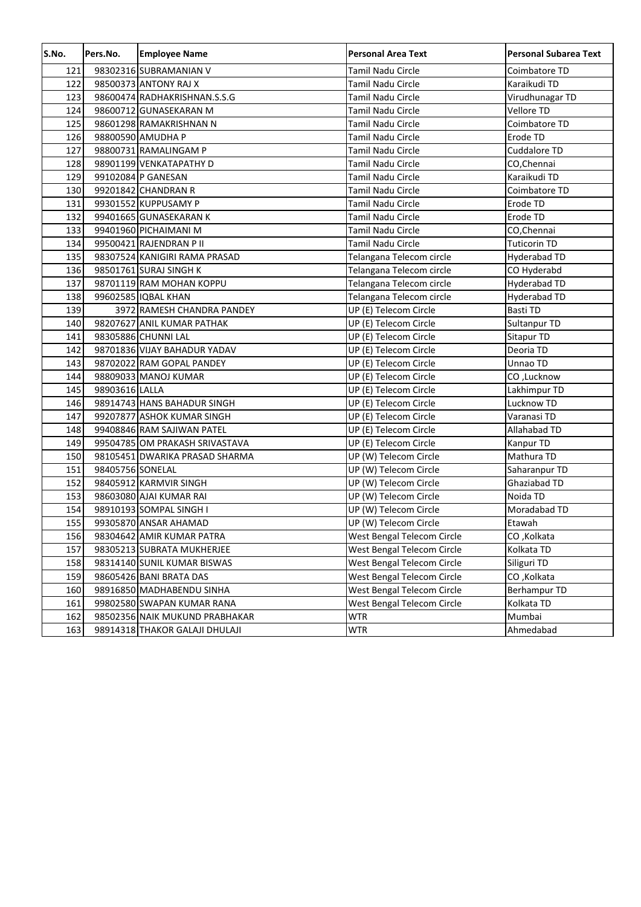| S.No. | Pers.No. | Employee Name | Personal Area Text | Personal Subarea Text |
|---|---|---|---|---|
| 121 | 98302316 | SUBRAMANIAN V | Tamil Nadu Circle | Coimbatore TD |
| 122 | 98500373 | ANTONY RAJ X | Tamil Nadu Circle | Karaikudi TD |
| 123 | 98600474 | RADHAKRISHNAN.S.S.G | Tamil Nadu Circle | Virudhunagar TD |
| 124 | 98600712 | GUNASEKARAN M | Tamil Nadu Circle | Vellore TD |
| 125 | 98601298 | RAMAKRISHNAN N | Tamil Nadu Circle | Coimbatore TD |
| 126 | 98800590 | AMUDHA P | Tamil Nadu Circle | Erode TD |
| 127 | 98800731 | RAMALINGAM P | Tamil Nadu Circle | Cuddalore TD |
| 128 | 98901199 | VENKATAPATHY D | Tamil Nadu Circle | CO,Chennai |
| 129 | 99102084 | P GANESAN | Tamil Nadu Circle | Karaikudi TD |
| 130 | 99201842 | CHANDRAN R | Tamil Nadu Circle | Coimbatore TD |
| 131 | 99301552 | KUPPUSAMY P | Tamil Nadu Circle | Erode TD |
| 132 | 99401665 | GUNASEKARAN K | Tamil Nadu Circle | Erode TD |
| 133 | 99401960 | PICHAIMANI M | Tamil Nadu Circle | CO,Chennai |
| 134 | 99500421 | RAJENDRAN P II | Tamil Nadu Circle | Tuticorin TD |
| 135 | 98307524 | KANIGIRI RAMA PRASAD | Telangana Telecom circle | Hyderabad TD |
| 136 | 98501761 | SURAJ SINGH K | Telangana Telecom circle | CO Hyderabd |
| 137 | 98701119 | RAM MOHAN KOPPU | Telangana Telecom circle | Hyderabad TD |
| 138 | 99602585 | IQBAL KHAN | Telangana Telecom circle | Hyderabad TD |
| 139 | 3972 | RAMESH CHANDRA PANDEY | UP (E) Telecom Circle | Basti TD |
| 140 | 98207627 | ANIL KUMAR PATHAK | UP (E) Telecom Circle | Sultanpur TD |
| 141 | 98305886 | CHUNNI LAL | UP (E) Telecom Circle | Sitapur TD |
| 142 | 98701836 | VIJAY BAHADUR YADAV | UP (E) Telecom Circle | Deoria TD |
| 143 | 98702022 | RAM GOPAL PANDEY | UP (E) Telecom Circle | Unnao TD |
| 144 | 98809033 | MANOJ KUMAR | UP (E) Telecom Circle | CO ,Lucknow |
| 145 | 98903616 | LALLA | UP (E) Telecom Circle | Lakhimpur TD |
| 146 | 98914743 | HANS BAHADUR SINGH | UP (E) Telecom Circle | Lucknow TD |
| 147 | 99207877 | ASHOK KUMAR SINGH | UP (E) Telecom Circle | Varanasi TD |
| 148 | 99408846 | RAM SAJIWAN PATEL | UP (E) Telecom Circle | Allahabad TD |
| 149 | 99504785 | OM PRAKASH SRIVASTAVA | UP (E) Telecom Circle | Kanpur TD |
| 150 | 98105451 | DWARIKA PRASAD SHARMA | UP (W) Telecom Circle | Mathura TD |
| 151 | 98405756 | SONELAL | UP (W) Telecom Circle | Saharanpur TD |
| 152 | 98405912 | KARMVIR SINGH | UP (W) Telecom Circle | Ghaziabad TD |
| 153 | 98603080 | AJAI KUMAR RAI | UP (W) Telecom Circle | Noida TD |
| 154 | 98910193 | SOMPAL SINGH I | UP (W) Telecom Circle | Moradabad TD |
| 155 | 99305870 | ANSAR AHAMAD | UP (W) Telecom Circle | Etawah |
| 156 | 98304642 | AMIR KUMAR PATRA | West Bengal Telecom Circle | CO ,Kolkata |
| 157 | 98305213 | SUBRATA MUKHERJEE | West Bengal Telecom Circle | Kolkata TD |
| 158 | 98314140 | SUNIL KUMAR BISWAS | West Bengal Telecom Circle | Siliguri TD |
| 159 | 98605426 | BANI BRATA DAS | West Bengal Telecom Circle | CO ,Kolkata |
| 160 | 98916850 | MADHABENDU SINHA | West Bengal Telecom Circle | Berhampur TD |
| 161 | 99802580 | SWAPAN KUMAR RANA | West Bengal Telecom Circle | Kolkata TD |
| 162 | 98502356 | NAIK MUKUND PRABHAKAR | WTR | Mumbai |
| 163 | 98914318 | THAKOR GALAJI DHULAJI | WTR | Ahmedabad |